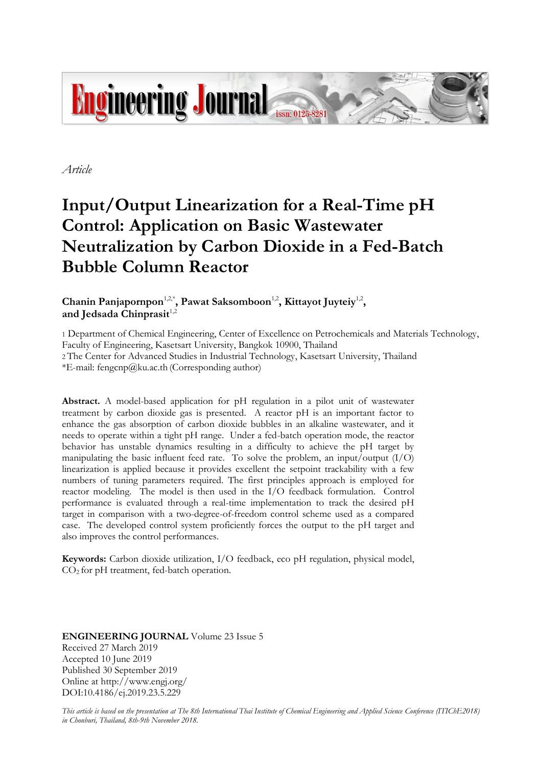*Article*

# Input/Output Linearization for a Real-Time pH Control: Application on Basic Wastewater Neutralization by Carbon Dioxide in a Fed-Batch Bubble Column Reactor

**Chanin Panjapornpon**[1,2,*]**, Pawat Saksomboon**[1,2]**, Kittayot Juyteiy**[1,2]**, and Jedsada Chinprasit**[1,2]

1 Department of Chemical Engineering, Center of Excellence on Petrochemicals and Materials Technology, Faculty of Engineering, Kasetsart University, Bangkok 10900, Thailand
2 The Center for Advanced Studies in Industrial Technology, Kasetsart University, Thailand
*E-mail: fengcnp@ku.ac.th (Corresponding author)

**Abstract.** A model-based application for pH regulation in a pilot unit of wastewater treatment by carbon dioxide gas is presented. A reactor pH is an important factor to enhance the gas absorption of carbon dioxide bubbles in an alkaline wastewater, and it needs to operate within a tight pH range. Under a fed-batch operation mode, the reactor behavior has unstable dynamics resulting in a difficulty to achieve the pH target by manipulating the basic influent feed rate. To solve the problem, an input/output (I/O) linearization is applied because it provides excellent the setpoint trackability with a few numbers of tuning parameters required. The first principles approach is employed for reactor modeling. The model is then used in the I/O feedback formulation. Control performance is evaluated through a real-time implementation to track the desired pH target in comparison with a two-degree-of-freedom control scheme used as a compared case. The developed control system proficiently forces the output to the pH target and also improves the control performances.

**Keywords:** Carbon dioxide utilization, I/O feedback, eco pH regulation, physical model, $CO_2$ for pH treatment, fed-batch operation.

**ENGINEERING JOURNAL** Volume 23 Issue 5
Received 27 March 2019
Accepted 10 June 2019
Published 30 September 2019
Online at http://www.engj.org/
DOI:10.4186/ej.2019.23.5.229

*This article is based on the presentation at The 8th International Thai Institute of Chemical Engineering and Applied Science Conference (ITIChE2018) in Chonburi, Thailand, 8th-9th November 2018.*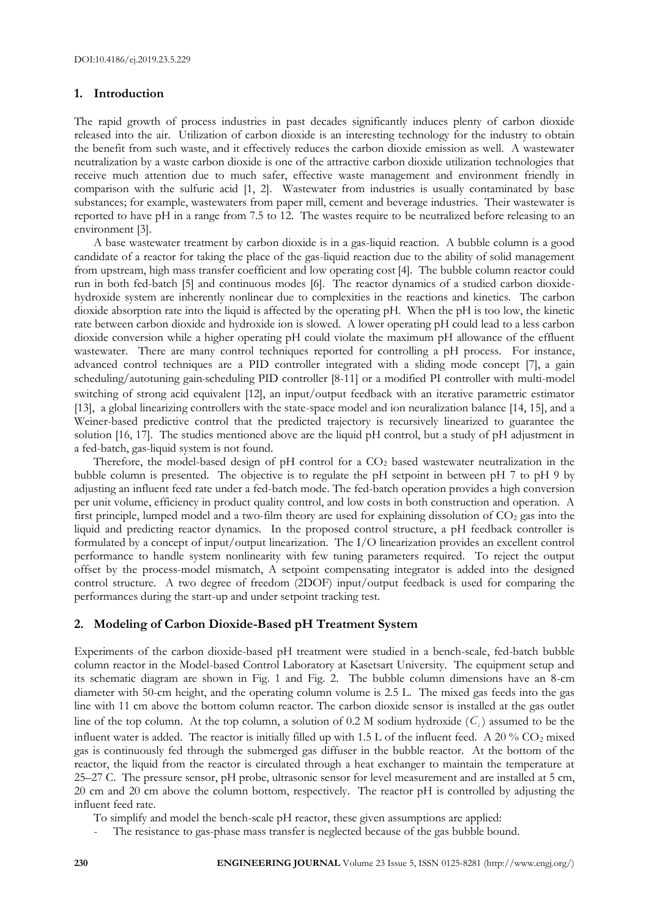## 1. Introduction

The rapid growth of process industries in past decades significantly induces plenty of carbon dioxide released into the air. Utilization of carbon dioxide is an interesting technology for the industry to obtain the benefit from such waste, and it effectively reduces the carbon dioxide emission as well. A wastewater neutralization by a waste carbon dioxide is one of the attractive carbon dioxide utilization technologies that receive much attention due to much safer, effective waste management and environment friendly in comparison with the sulfuric acid [1, 2]. Wastewater from industries is usually contaminated by base substances; for example, wastewaters from paper mill, cement and beverage industries. Their wastewater is reported to have pH in a range from 7.5 to 12. The wastes require to be neutralized before releasing to an environment [3].

A base wastewater treatment by carbon dioxide is in a gas-liquid reaction. A bubble column is a good candidate of a reactor for taking the place of the gas-liquid reaction due to the ability of solid management from upstream, high mass transfer coefficient and low operating cost [4]. The bubble column reactor could run in both fed-batch [5] and continuous modes [6]. The reactor dynamics of a studied carbon dioxide-hydroxide system are inherently nonlinear due to complexities in the reactions and kinetics. The carbon dioxide absorption rate into the liquid is affected by the operating pH. When the pH is too low, the kinetic rate between carbon dioxide and hydroxide ion is slowed. A lower operating pH could lead to a less carbon dioxide conversion while a higher operating pH could violate the maximum pH allowance of the effluent wastewater. There are many control techniques reported for controlling a pH process. For instance, advanced control techniques are a PID controller integrated with a sliding mode concept [7], a gain scheduling/autotuning gain-scheduling PID controller [8-11] or a modified PI controller with multi-model switching of strong acid equivalent [12], an input/output feedback with an iterative parametric estimator [13], a global linearizing controllers with the state-space model and ion neuralization balance [14, 15], and a Weiner-based predictive control that the predicted trajectory is recursively linearized to guarantee the solution [16, 17]. The studies mentioned above are the liquid pH control, but a study of pH adjustment in a fed-batch, gas-liquid system is not found.

Therefore, the model-based design of pH control for a $CO_2$ based wastewater neutralization in the bubble column is presented. The objective is to regulate the pH setpoint in between pH 7 to pH 9 by adjusting an influent feed rate under a fed-batch mode. The fed-batch operation provides a high conversion per unit volume, efficiency in product quality control, and low costs in both construction and operation. A first principle, lumped model and a two-film theory are used for explaining dissolution of $CO_2$ gas into the liquid and predicting reactor dynamics. In the proposed control structure, a pH feedback controller is formulated by a concept of input/output linearization. The I/O linearization provides an excellent control performance to handle system nonlinearity with few tuning parameters required. To reject the output offset by the process-model mismatch, A setpoint compensating integrator is added into the designed control structure. A two degree of freedom (2DOF) input/output feedback is used for comparing the performances during the start-up and under setpoint tracking test.

## 2. Modeling of Carbon Dioxide-Based pH Treatment System

Experiments of the carbon dioxide-based pH treatment were studied in a bench-scale, fed-batch bubble column reactor in the Model-based Control Laboratory at Kasetsart University. The equipment setup and its schematic diagram are shown in Fig. 1 and Fig. 2. The bubble column dimensions have an 8-cm diameter with 50-cm height, and the operating column volume is 2.5 L. The mixed gas feeds into the gas line with 11 cm above the bottom column reactor. The carbon dioxide sensor is installed at the gas outlet line of the top column. At the top column, a solution of 0.2 M sodium hydroxide ($C_i$) assumed to be the influent water is added. The reactor is initially filled up with 1.5 L of the influent feed. A 20 % $CO_2$ mixed gas is continuously fed through the submerged gas diffuser in the bubble reactor. At the bottom of the reactor, the liquid from the reactor is circulated through a heat exchanger to maintain the temperature at 25–27 C. The pressure sensor, pH probe, ultrasonic sensor for level measurement and are installed at 5 cm, 20 cm and 20 cm above the column bottom, respectively. The reactor pH is controlled by adjusting the influent feed rate.

To simplify and model the bench-scale pH reactor, these given assumptions are applied:

- The resistance to gas-phase mass transfer is neglected because of the gas bubble bound.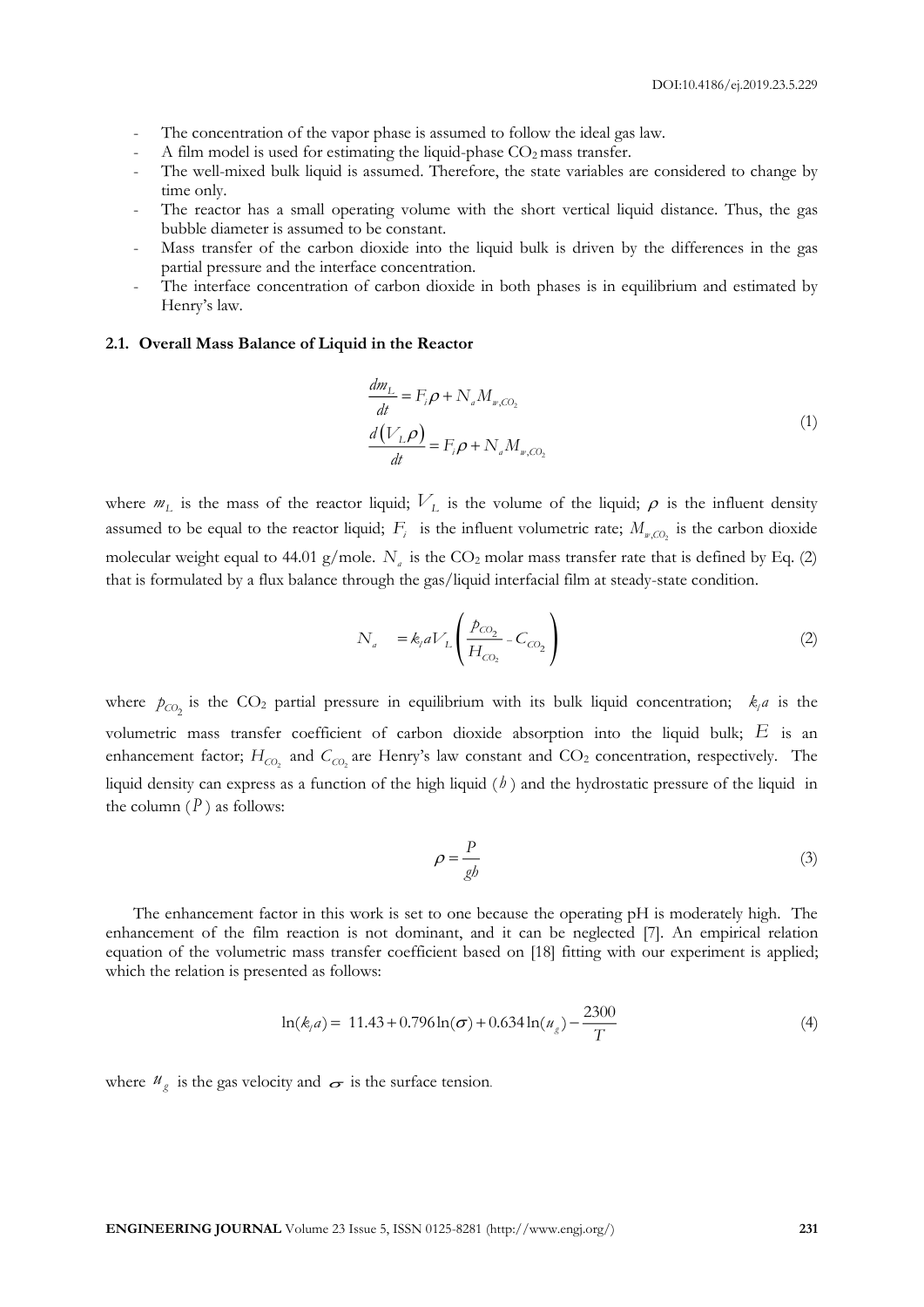- The concentration of the vapor phase is assumed to follow the ideal gas law.
- A film model is used for estimating the liquid-phase $CO_2$ mass transfer.
- The well-mixed bulk liquid is assumed. Therefore, the state variables are considered to change by time only.
- The reactor has a small operating volume with the short vertical liquid distance. Thus, the gas bubble diameter is assumed to be constant.
- Mass transfer of the carbon dioxide into the liquid bulk is driven by the differences in the gas partial pressure and the interface concentration.
- The interface concentration of carbon dioxide in both phases is in equilibrium and estimated by Henry's law.

### 2.1. Overall Mass Balance of Liquid in the Reactor

$$
\begin{aligned}
\frac{dm_L}{dt} &= F_i\rho + N_a M_{w,CO_2} \\
\frac{d\left(V_L\rho\right)}{dt} &= F_i\rho + N_a M_{w,CO_2}
\end{aligned}
\tag{1}
$$

where $m_L$ is the mass of the reactor liquid; $V_L$ is the volume of the liquid; $\rho$ is the influent density assumed to be equal to the reactor liquid; $F_i$ is the influent volumetric rate; $M_{w,CO_2}$ is the carbon dioxide molecular weight equal to 44.01 g/mole. $N_a$ is the $CO_2$ molar mass transfer rate that is defined by Eq. (2) that is formulated by a flux balance through the gas/liquid interfacial film at steady-state condition.

$$
N_a = k_l a V_L \left( \frac{p_{CO_2}}{H_{CO_2}} - C_{CO_2} \right)
\tag{2}
$$

where $p_{CO_2}$ is the $CO_2$ partial pressure in equilibrium with its bulk liquid concentration; $k_l a$ is the volumetric mass transfer coefficient of carbon dioxide absorption into the liquid bulk; $E$ is an enhancement factor; $H_{CO_2}$ and $C_{CO_2}$ are Henry's law constant and $CO_2$ concentration, respectively. The liquid density can express as a function of the high liquid ($h$) and the hydrostatic pressure of the liquid in the column ($P$) as follows:

$$
\rho = \frac{P}{gh}
\tag{3}
$$

The enhancement factor in this work is set to one because the operating pH is moderately high. The enhancement of the film reaction is not dominant, and it can be neglected [7]. An empirical relation equation of the volumetric mass transfer coefficient based on [18] fitting with our experiment is applied; which the relation is presented as follows:

$$
\ln(k_l a) = 11.43 + 0.796\ln(\sigma) + 0.634\ln(u_g) - \frac{2300}{T}
\tag{4}
$$

where $u_g$ is the gas velocity and $\sigma$ is the surface tension.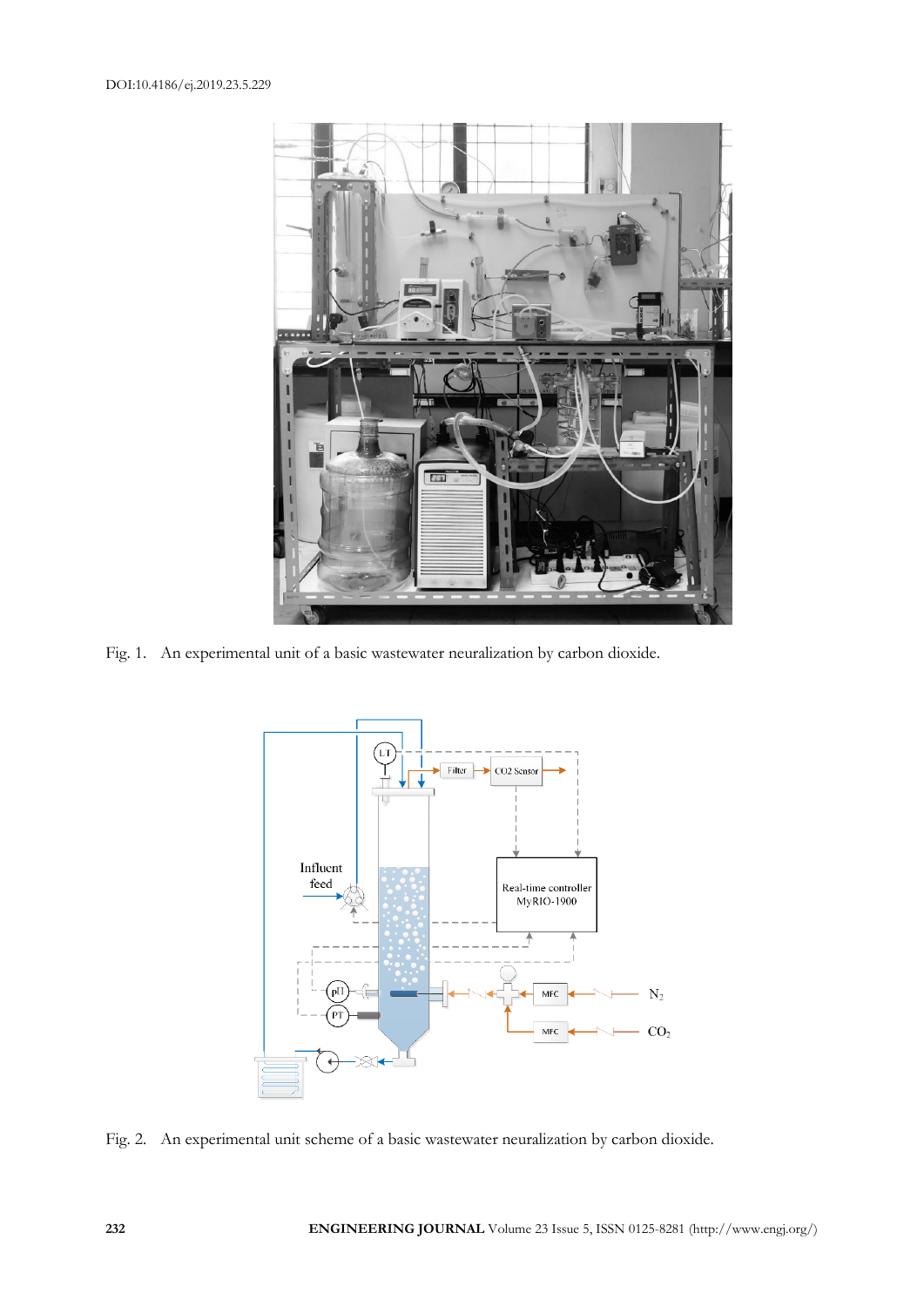Fig. 1. An experimental unit of a basic wastewater neuralization by carbon dioxide.

Fig. 2. An experimental unit scheme of a basic wastewater neuralization by carbon dioxide.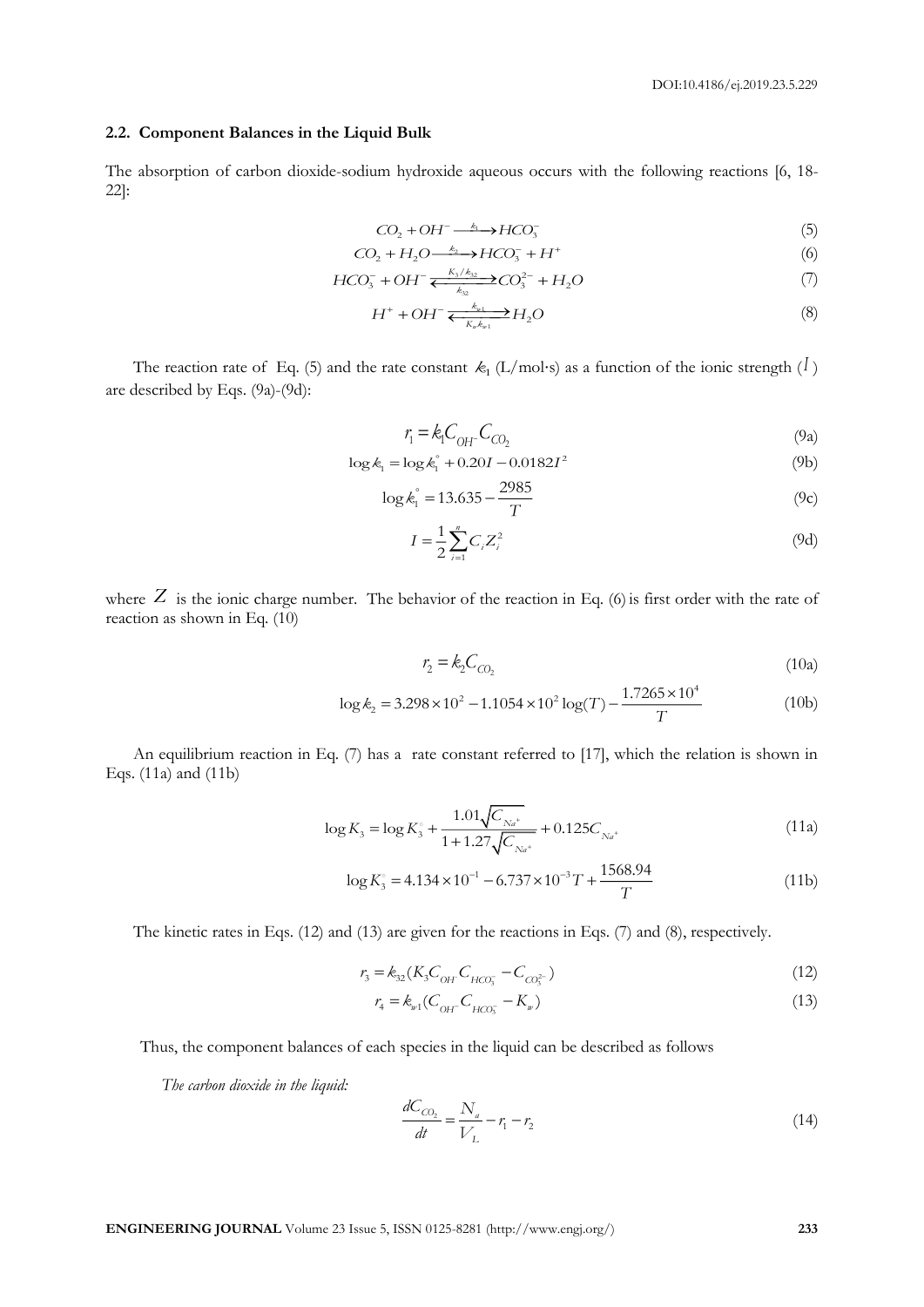## 2.2. Component Balances in the Liquid Bulk

The absorption of carbon dioxide-sodium hydroxide aqueous occurs with the following reactions [6, 18-22]:

$$CO_2 + OH^- \xrightarrow{k_1} HCO_3^- \tag{5}$$

$$CO_2 + H_2O \xrightarrow{k_2} HCO_3^- + H^+ \tag{6}$$

$$HCO_3^- + OH^- \underset{k_{32}}{\overset{K_3/k_{32}}{\rightleftarrows}} CO_3^{2-} + H_2O \tag{7}$$

$$H^+ + OH^- \underset{K_w k_{w1}}{\overset{k_{w1}}{\rightleftarrows}} H_2O \tag{8}$$

The reaction rate of Eq. (5) and the rate constant $k_1$ (L/mol·s) as a function of the ionic strength ($I$) are described by Eqs. (9a)-(9d):

$$r_1 = k_1 C_{OH^-} C_{CO_2} \tag{9a}$$

$$\log k_1 = \log k_1^{\circ} + 0.20I - 0.0182I^2 \tag{9b}$$

$$\log k_1^{\circ} = 13.635 - \frac{2985}{T} \tag{9c}$$

$$I = \frac{1}{2}\sum_{i=1}^{n} C_i Z_i^2 \tag{9d}$$

where $Z$ is the ionic charge number. The behavior of the reaction in Eq. (6) is first order with the rate of reaction as shown in Eq. (10)

$$r_2 = k_2 C_{CO_2} \tag{10a}$$

$$\log k_2 = 3.298\times10^2 - 1.1054\times10^2 \log(T) - \frac{1.7265\times10^4}{T} \tag{10b}$$

An equilibrium reaction in Eq. (7) has a rate constant referred to [17], which the relation is shown in Eqs. (11a) and (11b)

$$\log K_3 = \log K_3^{\circ} + \frac{1.01\sqrt{C_{Na^+}}}{1 + 1.27\sqrt{C_{Na^+}}} + 0.125 C_{Na^+} \tag{11a}$$

$$\log K_3^{\circ} = 4.134\times10^{-1} - 6.737\times10^{-3}T + \frac{1568.94}{T} \tag{11b}$$

The kinetic rates in Eqs. (12) and (13) are given for the reactions in Eqs. (7) and (8), respectively.

$$r_3 = k_{32}(K_3 C_{OH^-} C_{HCO_3^-} - C_{CO_3^{2-}}) \tag{12}$$

$$r_4 = k_{w1}(C_{OH^-} C_{HCO_3^-} - K_w) \tag{13}$$

Thus, the component balances of each species in the liquid can be described as follows

*The carbon dioxide in the liquid:*

$$\frac{dC_{CO_2}}{dt} = \frac{N_a}{V_L} - r_1 - r_2 \tag{14}$$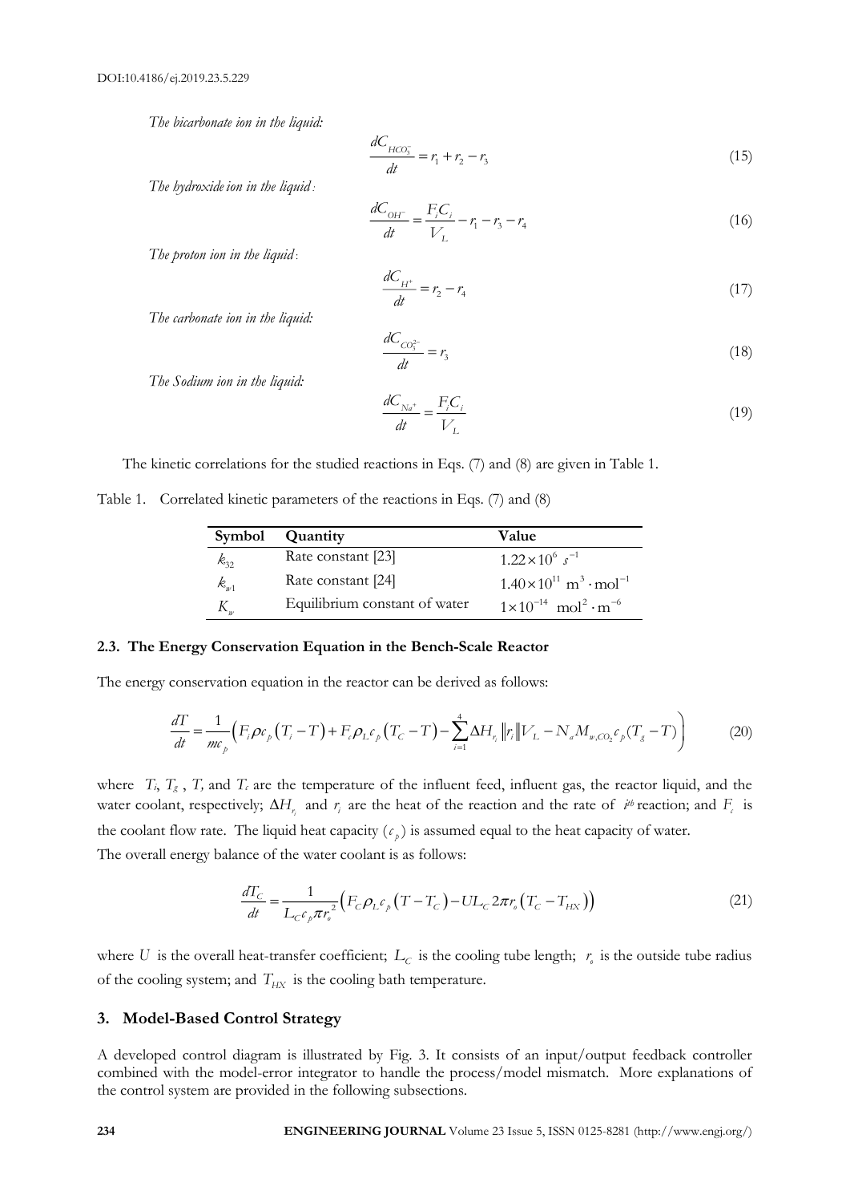*The bicarbonate ion in the liquid:*

$$\frac{dC_{HCO_3^-}}{dt} = r_1 + r_2 - r_3 \tag{15}$$

*The hydroxide ion in the liquid:*

$$\frac{dC_{OH^-}}{dt} = \frac{F_i C_i}{V_L} - r_1 - r_3 - r_4 \tag{16}$$

*The proton ion in the liquid:*

$$\frac{dC_{H^+}}{dt} = r_2 - r_4 \tag{17}$$

*The carbonate ion in the liquid:*

$$\frac{dC_{CO_3^{2-}}}{dt} = r_3 \tag{18}$$

*The Sodium ion in the liquid:*

$$\frac{dC_{Na^+}}{dt} = \frac{F_i C_i}{V_L} \tag{19}$$

The kinetic correlations for the studied reactions in Eqs. (7) and (8) are given in Table 1.

Table 1. Correlated kinetic parameters of the reactions in Eqs. (7) and (8)

| Symbol | Quantity | Value |
|---|---|---|
| $k_{32}$ | Rate constant [23] | $1.22 \times 10^{6}\ s^{-1}$ |
| $k_{w1}$ | Rate constant [24] | $1.40 \times 10^{11}\ \text{m}^3 \cdot \text{mol}^{-1}$ |
| $K_w$ | Equilibrium constant of water | $1 \times 10^{-14}\ \text{mol}^2 \cdot \text{m}^{-6}$ |

### 2.3. The Energy Conservation Equation in the Bench-Scale Reactor

The energy conservation equation in the reactor can be derived as follows:

$$\frac{dT}{dt} = \frac{1}{mc_p}\left( F_i \rho c_p \left(T_i - T\right) + F_c \rho_L c_p \left(T_C - T\right) - \sum_{i=1}^{4} \Delta H_{r_i} \left\| r_i \right\| V_L - N_a M_{w,CO_2} c_p \left(T_g - T\right) \right) \tag{20}$$

where $T_i$, $T_g$, $T$, and $T_c$ are the temperature of the influent feed, influent gas, the reactor liquid, and the water coolant, respectively; $\Delta H_{r_i}$ and $r_i$ are the heat of the reaction and the rate of $i^{th}$ reaction; and $F_c$ is the coolant flow rate. The liquid heat capacity ($c_p$) is assumed equal to the heat capacity of water.

The overall energy balance of the water coolant is as follows:

$$\frac{dT_C}{dt} = \frac{1}{L_C c_p \pi r_o^2}\left( F_C \rho_L c_p \left(T - T_C\right) - U L_C 2\pi r_o \left(T_C - T_{HX}\right) \right) \tag{21}$$

where $U$ is the overall heat-transfer coefficient; $L_C$ is the cooling tube length; $r_o$ is the outside tube radius of the cooling system; and $T_{HX}$ is the cooling bath temperature.

## 3. Model-Based Control Strategy

A developed control diagram is illustrated by Fig. 3. It consists of an input/output feedback controller combined with the model-error integrator to handle the process/model mismatch. More explanations of the control system are provided in the following subsections.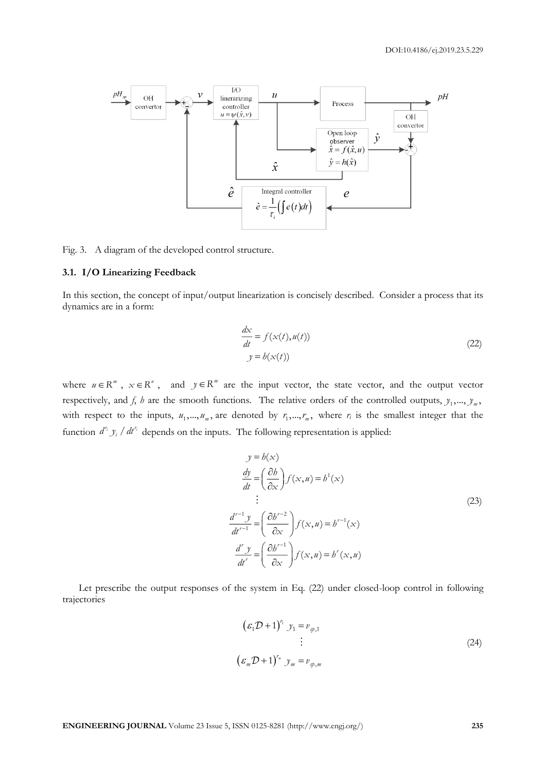Fig. 3. A diagram of the developed control structure.

### 3.1. I/O Linearizing Feedback

In this section, the concept of input/output linearization is concisely described. Consider a process that its dynamics are in a form:

$$\begin{aligned} \frac{dx}{dt} &= f(x(t), u(t)) \\ y &= h(x(t)) \end{aligned} \tag{22}$$

where $u \in R^m$, $x \in R^n$, and $y \in R^m$ are the input vector, the state vector, and the output vector respectively, and $f$, $h$ are the smooth functions. The relative orders of the controlled outputs, $y_1, ..., y_m$, with respect to the inputs, $u_1, ..., u_m$, are denoted by $r_1, ..., r_m$, where $r_i$ is the smallest integer that the function $d^{r_i} y_i / dt^{r_i}$ depends on the inputs. The following representation is applied:

$$\begin{aligned} y &= h(x) \\ \frac{dy}{dt} &= \left(\frac{\partial h}{\partial x}\right) f(x, u) = h^1(x) \\ &\vdots \\ \frac{d^{r-1} y}{dt^{r-1}} &= \left(\frac{\partial h^{r-2}}{\partial x}\right) f(x, u) = h^{r-1}(x) \\ \frac{d^r y}{dt^r} &= \left(\frac{\partial h^{r-1}}{\partial x}\right) f(x, u) = h^r(x, u) \end{aligned} \tag{23}$$

Let prescribe the output responses of the system in Eq. (22) under closed-loop control in following trajectories

$$\begin{aligned} (\varepsilon_1 \mathcal{D} + 1)^{r_1} y_1 &= v_{sp,1} \\ &\vdots \\ (\varepsilon_m \mathcal{D} + 1)^{r_m} y_m &= v_{sp,m} \end{aligned} \tag{24}$$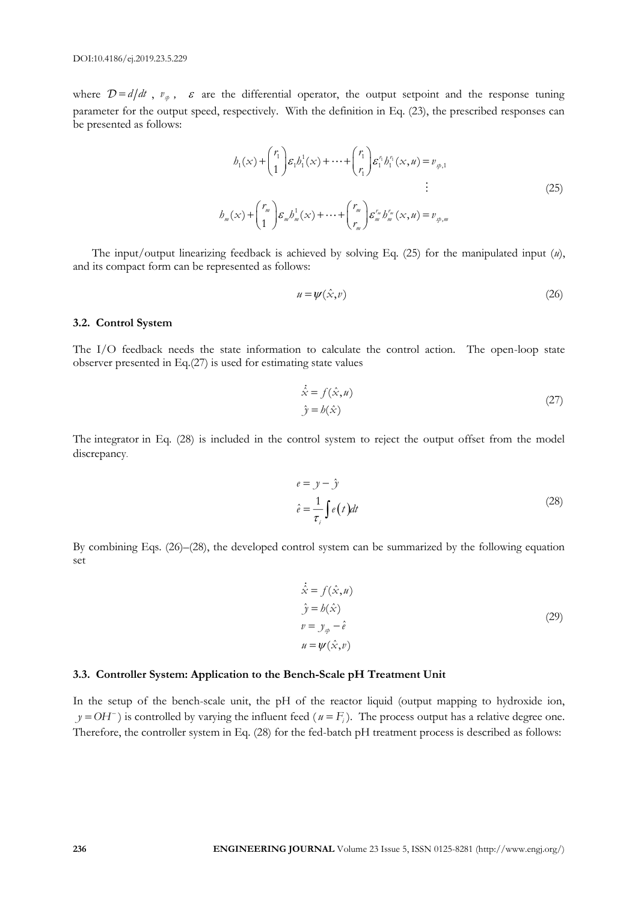where $\mathcal{D} = d/dt$ , $v_{sp}$ , $\varepsilon$ are the differential operator, the output setpoint and the response tuning parameter for the output speed, respectively. With the definition in Eq. (23), the prescribed responses can be presented as follows:

$$
\begin{aligned}
h_1(x) + \binom{r_1}{1}\varepsilon_1 h_1^1(x) + \cdots + \binom{r_1}{r_1}\varepsilon_1^{r_1} h_1^{r_1}(x,u) &= v_{sp,1} \\
&\vdots \\
h_m(x) + \binom{r_m}{1}\varepsilon_m h_m^1(x) + \cdots + \binom{r_m}{r_m}\varepsilon_m^{r_m} h_m^{r_m}(x,u) &= v_{sp,m}
\end{aligned}
\tag{25}
$$

The input/output linearizing feedback is achieved by solving Eq. (25) for the manipulated input ($u$), and its compact form can be represented as follows:

$$
u = \psi(\hat{x}, v) \tag{26}
$$

### 3.2. Control System

The I/O feedback needs the state information to calculate the control action. The open-loop state observer presented in Eq.(27) is used for estimating state values

$$
\begin{aligned}
\dot{\hat{x}} &= f(\hat{x}, u) \\
\hat{y} &= h(\hat{x})
\end{aligned}
\tag{27}
$$

The integrator in Eq. (28) is included in the control system to reject the output offset from the model discrepancy.

$$
\begin{aligned}
e &= y - \hat{y} \\
\hat{e} &= \frac{1}{\tau_i}\int e(t)dt
\end{aligned}
\tag{28}
$$

By combining Eqs. (26)–(28), the developed control system can be summarized by the following equation set

$$
\begin{aligned}
\dot{\hat{x}} &= f(\hat{x}, u) \\
\hat{y} &= h(\hat{x}) \\
v &= y_{sp} - \hat{e} \\
u &= \psi(\hat{x}, v)
\end{aligned}
\tag{29}
$$

### 3.3. Controller System: Application to the Bench-Scale pH Treatment Unit

In the setup of the bench-scale unit, the pH of the reactor liquid (output mapping to hydroxide ion, $y = OH^-$) is controlled by varying the influent feed ($u = F_i$). The process output has a relative degree one. Therefore, the controller system in Eq. (28) for the fed-batch pH treatment process is described as follows: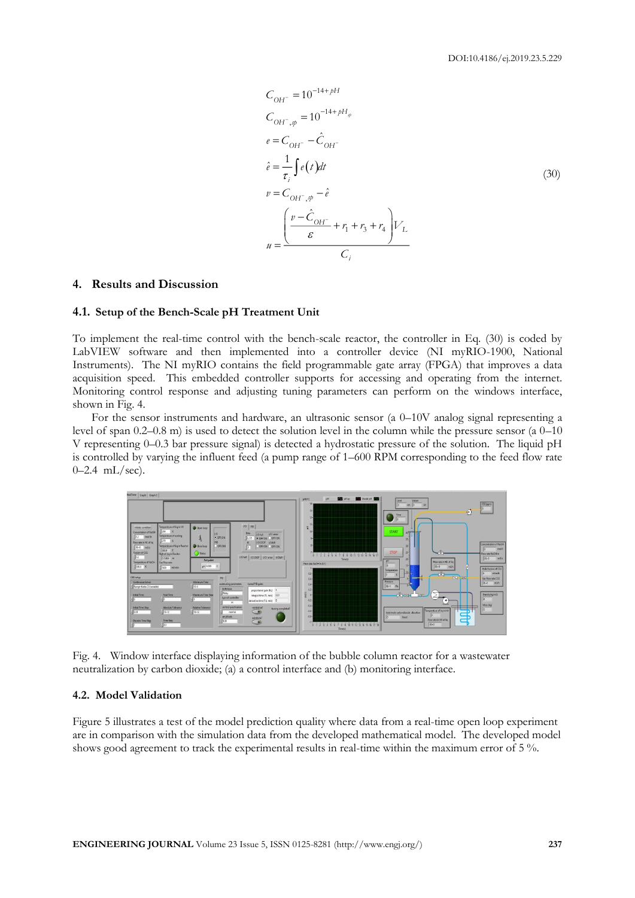$$
\begin{aligned}
C_{OH^-} &= 10^{-14+pH} \\
C_{OH^-,sp} &= 10^{-14+pH_{sp}} \\
e &= C_{OH^-} - \hat{C}_{OH^-} \\
\hat{e} &= \frac{1}{\tau_i}\int e(t)dt \\
v &= C_{OH^-,sp} - \hat{e} \\
u &= \frac{\left(\dfrac{v - \hat{C}_{OH^-}}{\varepsilon} + r_1 + r_3 + r_4\right)V_L}{C_i}
\end{aligned}
\tag{30}
$$

## 4. Results and Discussion

### 4.1. Setup of the Bench-Scale pH Treatment Unit

To implement the real-time control with the bench-scale reactor, the controller in Eq. (30) is coded by LabVIEW software and then implemented into a controller device (NI myRIO-1900, National Instruments). The NI myRIO contains the field programmable gate array (FPGA) that improves a data acquisition speed. This embedded controller supports for accessing and operating from the internet. Monitoring control response and adjusting tuning parameters can perform on the windows interface, shown in Fig. 4.

For the sensor instruments and hardware, an ultrasonic sensor (a 0–10V analog signal representing a level of span 0.2–0.8 m) is used to detect the solution level in the column while the pressure sensor (a 0–10 V representing 0–0.3 bar pressure signal) is detected a hydrostatic pressure of the solution. The liquid pH is controlled by varying the influent feed (a pump range of 1–600 RPM corresponding to the feed flow rate 0–2.4 mL/sec).

Fig. 4. Window interface displaying information of the bubble column reactor for a wastewater neutralization by carbon dioxide; (a) a control interface and (b) monitoring interface.

### 4.2. Model Validation

Figure 5 illustrates a test of the model prediction quality where data from a real-time open loop experiment are in comparison with the simulation data from the developed mathematical model. The developed model shows good agreement to track the experimental results in real-time within the maximum error of 5 %.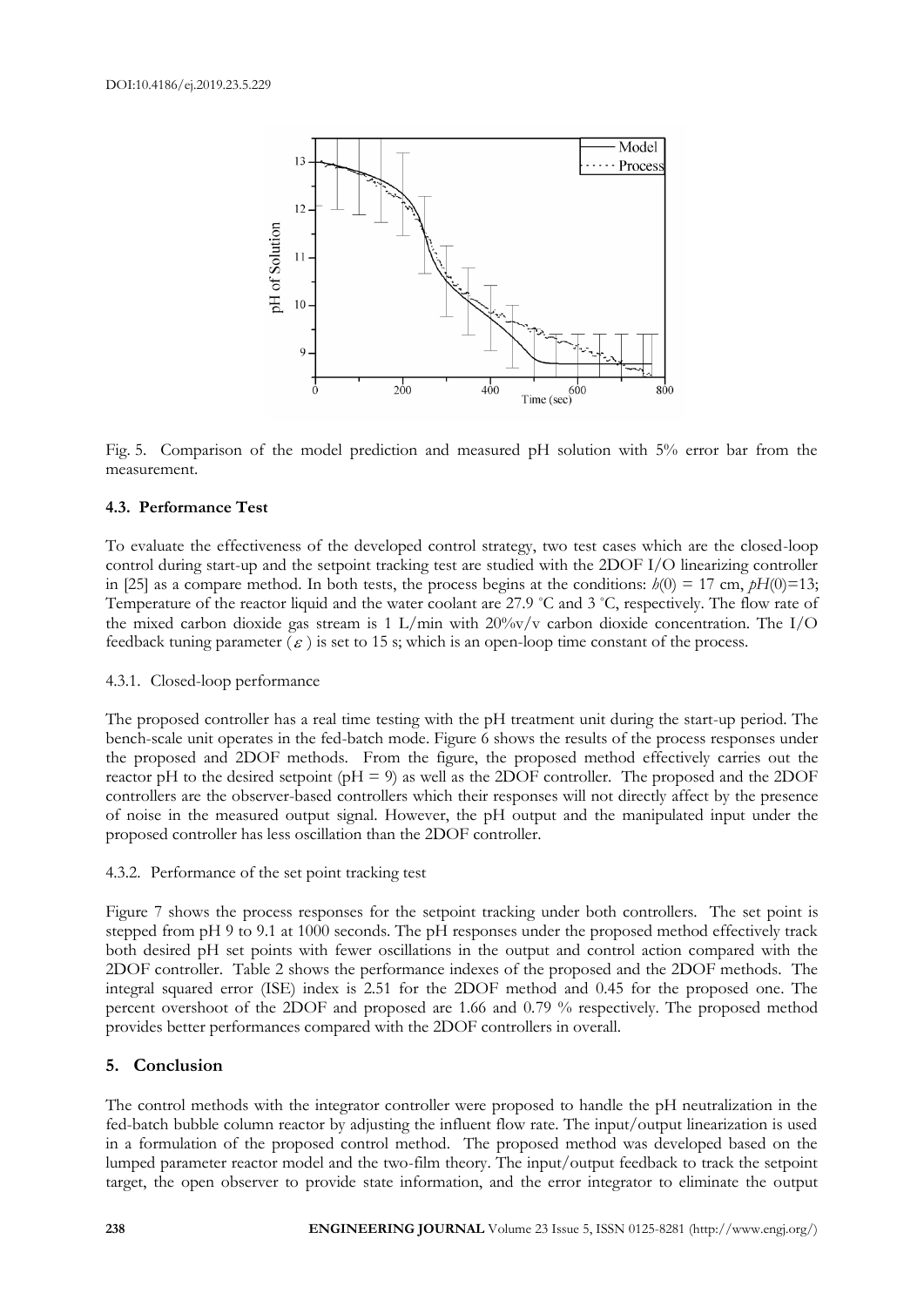Fig. 5. Comparison of the model prediction and measured pH solution with 5% error bar from the measurement.

### 4.3. Performance Test

To evaluate the effectiveness of the developed control strategy, two test cases which are the closed-loop control during start-up and the setpoint tracking test are studied with the 2DOF I/O linearizing controller in [25] as a compare method. In both tests, the process begins at the conditions: $h(0) = 17$ cm, $pH(0)=13$; Temperature of the reactor liquid and the water coolant are 27.9 °C and 3 °C, respectively. The flow rate of the mixed carbon dioxide gas stream is 1 L/min with 20%v/v carbon dioxide concentration. The I/O feedback tuning parameter ($\varepsilon$) is set to 15 s; which is an open-loop time constant of the process.

#### 4.3.1. Closed-loop performance

The proposed controller has a real time testing with the pH treatment unit during the start-up period. The bench-scale unit operates in the fed-batch mode. Figure 6 shows the results of the process responses under the proposed and 2DOF methods. From the figure, the proposed method effectively carries out the reactor pH to the desired setpoint (pH = 9) as well as the 2DOF controller. The proposed and the 2DOF controllers are the observer-based controllers which their responses will not directly affect by the presence of noise in the measured output signal. However, the pH output and the manipulated input under the proposed controller has less oscillation than the 2DOF controller.

#### 4.3.2. Performance of the set point tracking test

Figure 7 shows the process responses for the setpoint tracking under both controllers. The set point is stepped from pH 9 to 9.1 at 1000 seconds. The pH responses under the proposed method effectively track both desired pH set points with fewer oscillations in the output and control action compared with the 2DOF controller. Table 2 shows the performance indexes of the proposed and the 2DOF methods. The integral squared error (ISE) index is 2.51 for the 2DOF method and 0.45 for the proposed one. The percent overshoot of the 2DOF and proposed are 1.66 and 0.79 % respectively. The proposed method provides better performances compared with the 2DOF controllers in overall.

## 5. Conclusion

The control methods with the integrator controller were proposed to handle the pH neutralization in the fed-batch bubble column reactor by adjusting the influent flow rate. The input/output linearization is used in a formulation of the proposed control method. The proposed method was developed based on the lumped parameter reactor model and the two-film theory. The input/output feedback to track the setpoint target, the open observer to provide state information, and the error integrator to eliminate the output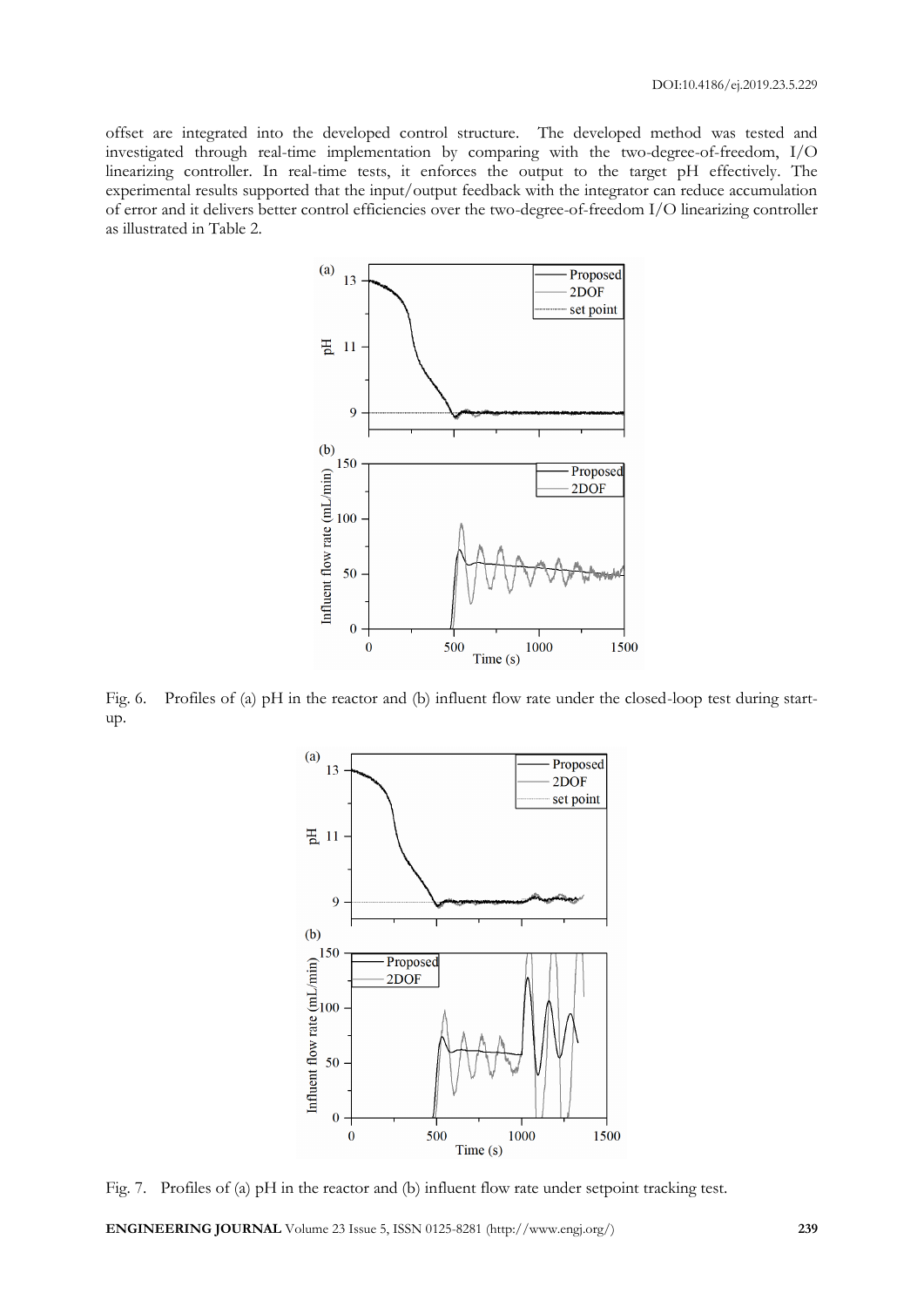offset are integrated into the developed control structure. The developed method was tested and investigated through real-time implementation by comparing with the two-degree-of-freedom, I/O linearizing controller. In real-time tests, it enforces the output to the target pH effectively. The experimental results supported that the input/output feedback with the integrator can reduce accumulation of error and it delivers better control efficiencies over the two-degree-of-freedom I/O linearizing controller as illustrated in Table 2.

Fig. 6. Profiles of (a) pH in the reactor and (b) influent flow rate under the closed-loop test during start-up.

Fig. 7. Profiles of (a) pH in the reactor and (b) influent flow rate under setpoint tracking test.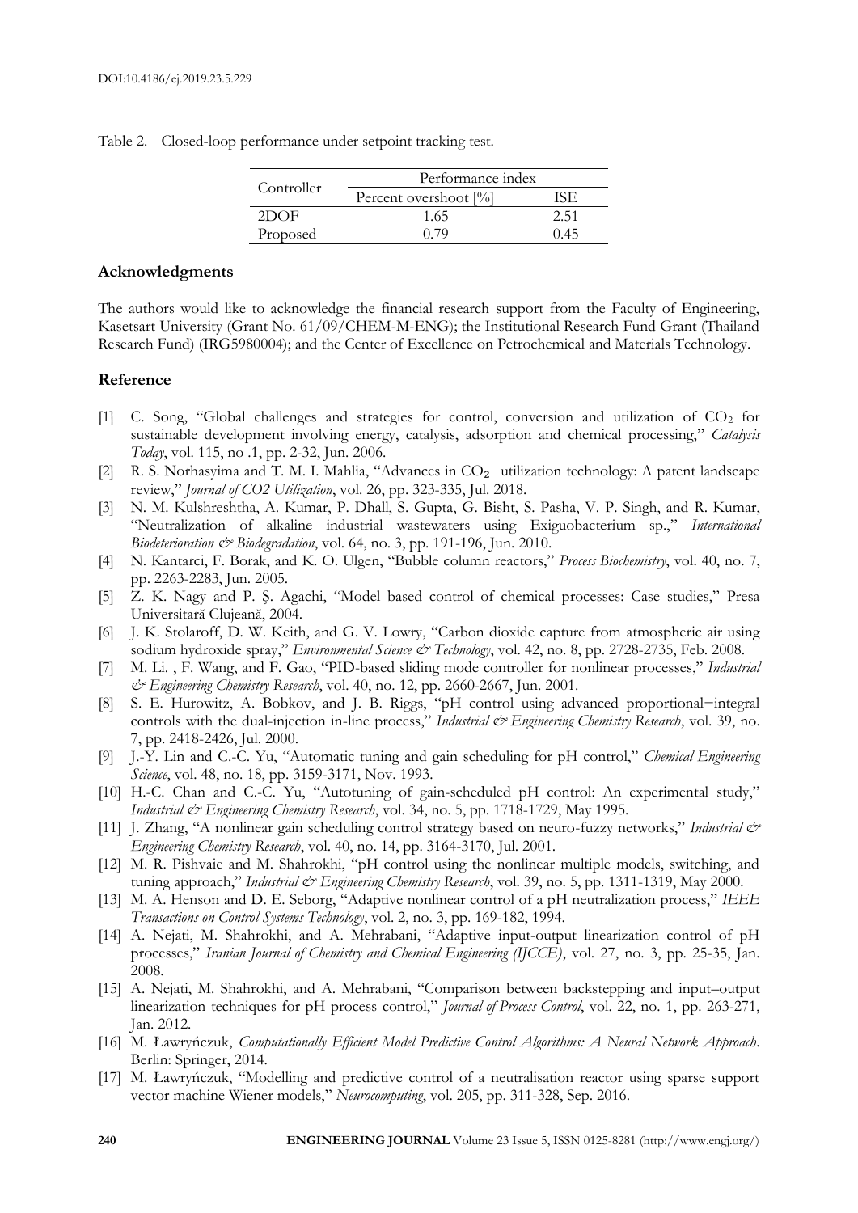Table 2. Closed-loop performance under setpoint tracking test.

| Controller | Performance index | |
|---|---|---|
| | Percent overshoot [%] | ISE |
| 2DOF | 1.65 | 2.51 |
| Proposed | 0.79 | 0.45 |

## Acknowledgments

The authors would like to acknowledge the financial research support from the Faculty of Engineering, Kasetsart University (Grant No. 61/09/CHEM-M-ENG); the Institutional Research Fund Grant (Thailand Research Fund) (IRG5980004); and the Center of Excellence on Petrochemical and Materials Technology.

## Reference

[1] C. Song, "Global challenges and strategies for control, conversion and utilization of $CO_2$ for sustainable development involving energy, catalysis, adsorption and chemical processing," *Catalysis Today*, vol. 115, no .1, pp. 2-32, Jun. 2006.

[2] R. S. Norhasyima and T. M. I. Mahlia, "Advances in $CO_2$ utilization technology: A patent landscape review," *Journal of CO2 Utilization*, vol. 26, pp. 323-335, Jul. 2018.

[3] N. M. Kulshreshtha, A. Kumar, P. Dhall, S. Gupta, G. Bisht, S. Pasha, V. P. Singh, and R. Kumar, "Neutralization of alkaline industrial wastewaters using Exiguobacterium sp.," *International Biodeterioration & Biodegradation*, vol. 64, no. 3, pp. 191-196, Jun. 2010.

[4] N. Kantarci, F. Borak, and K. O. Ulgen, "Bubble column reactors," *Process Biochemistry*, vol. 40, no. 7, pp. 2263-2283, Jun. 2005.

[5] Z. K. Nagy and P. Ş. Agachi, "Model based control of chemical processes: Case studies," Presa Universitară Clujeană, 2004.

[6] J. K. Stolaroff, D. W. Keith, and G. V. Lowry, "Carbon dioxide capture from atmospheric air using sodium hydroxide spray," *Environmental Science & Technology*, vol. 42, no. 8, pp. 2728-2735, Feb. 2008.

[7] M. Li. , F. Wang, and F. Gao, "PID-based sliding mode controller for nonlinear processes," *Industrial & Engineering Chemistry Research*, vol. 40, no. 12, pp. 2660-2667, Jun. 2001.

[8] S. E. Hurowitz, A. Bobkov, and J. B. Riggs, "pH control using advanced proportional−integral controls with the dual-injection in-line process," *Industrial & Engineering Chemistry Research*, vol. 39, no. 7, pp. 2418-2426, Jul. 2000.

[9] J.-Y. Lin and C.-C. Yu, "Automatic tuning and gain scheduling for pH control," *Chemical Engineering Science*, vol. 48, no. 18, pp. 3159-3171, Nov. 1993.

[10] H.-C. Chan and C.-C. Yu, "Autotuning of gain-scheduled pH control: An experimental study," *Industrial & Engineering Chemistry Research*, vol. 34, no. 5, pp. 1718-1729, May 1995.

[11] J. Zhang, "A nonlinear gain scheduling control strategy based on neuro-fuzzy networks," *Industrial & Engineering Chemistry Research*, vol. 40, no. 14, pp. 3164-3170, Jul. 2001.

[12] M. R. Pishvaie and M. Shahrokhi, "pH control using the nonlinear multiple models, switching, and tuning approach," *Industrial & Engineering Chemistry Research*, vol. 39, no. 5, pp. 1311-1319, May 2000.

[13] M. A. Henson and D. E. Seborg, "Adaptive nonlinear control of a pH neutralization process," *IEEE Transactions on Control Systems Technology*, vol. 2, no. 3, pp. 169-182, 1994.

[14] A. Nejati, M. Shahrokhi, and A. Mehrabani, "Adaptive input-output linearization control of pH processes," *Iranian Journal of Chemistry and Chemical Engineering (IJCCE)*, vol. 27, no. 3, pp. 25-35, Jan. 2008.

[15] A. Nejati, M. Shahrokhi, and A. Mehrabani, "Comparison between backstepping and input–output linearization techniques for pH process control," *Journal of Process Control*, vol. 22, no. 1, pp. 263-271, Jan. 2012.

[16] M. Ławryńczuk, *Computationally Efficient Model Predictive Control Algorithms: A Neural Network Approach*. Berlin: Springer, 2014.

[17] M. Ławryńczuk, "Modelling and predictive control of a neutralisation reactor using sparse support vector machine Wiener models," *Neurocomputing*, vol. 205, pp. 311-328, Sep. 2016.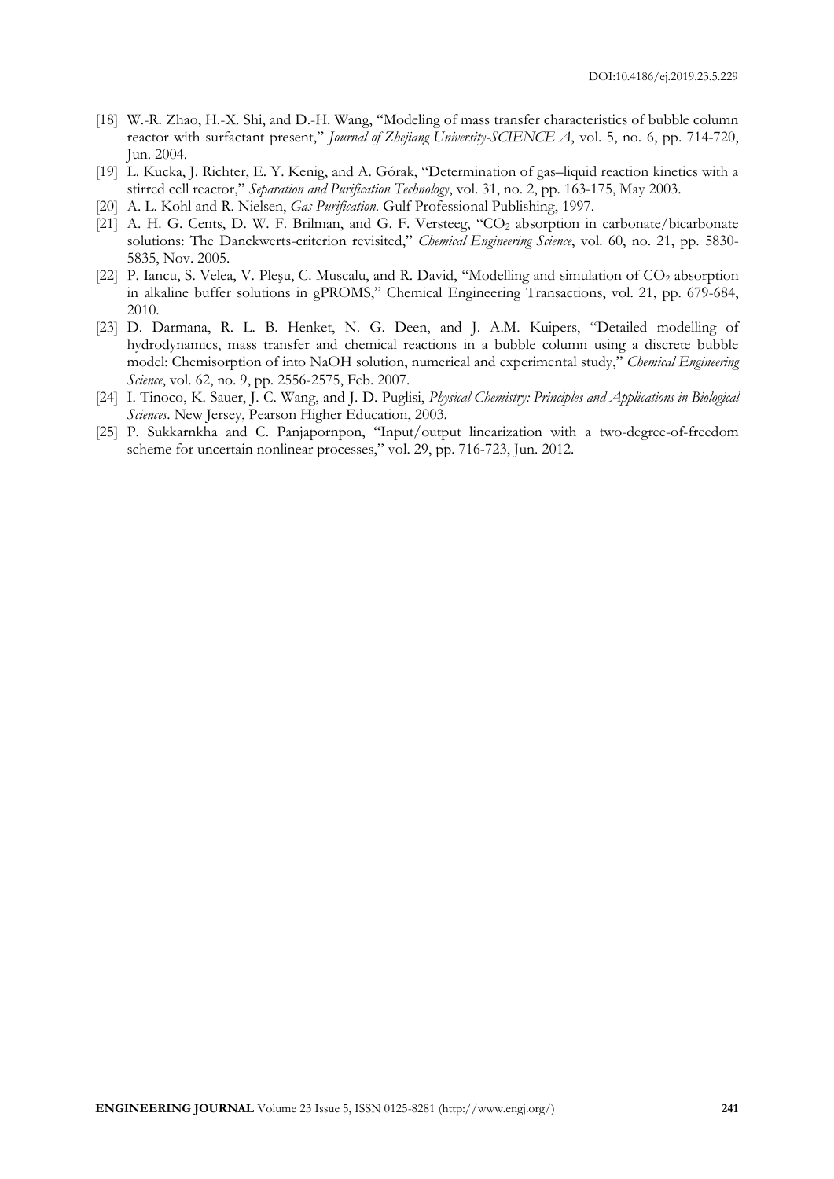[18] W.-R. Zhao, H.-X. Shi, and D.-H. Wang, "Modeling of mass transfer characteristics of bubble column reactor with surfactant present," *Journal of Zhejiang University-SCIENCE A*, vol. 5, no. 6, pp. 714-720, Jun. 2004.

[19] L. Kucka, J. Richter, E. Y. Kenig, and A. Górak, "Determination of gas–liquid reaction kinetics with a stirred cell reactor," *Separation and Purification Technology*, vol. 31, no. 2, pp. 163-175, May 2003.

[20] A. L. Kohl and R. Nielsen, *Gas Purification*. Gulf Professional Publishing, 1997.

[21] A. H. G. Cents, D. W. F. Brilman, and G. F. Versteeg, "$CO_2$ absorption in carbonate/bicarbonate solutions: The Danckwerts-criterion revisited," *Chemical Engineering Science*, vol. 60, no. 21, pp. 5830-5835, Nov. 2005.

[22] P. Iancu, S. Velea, V. Pleşu, C. Muscalu, and R. David, "Modelling and simulation of $CO_2$ absorption in alkaline buffer solutions in gPROMS," Chemical Engineering Transactions, vol. 21, pp. 679-684, 2010.

[23] D. Darmana, R. L. B. Henket, N. G. Deen, and J. A.M. Kuipers, "Detailed modelling of hydrodynamics, mass transfer and chemical reactions in a bubble column using a discrete bubble model: Chemisorption of into NaOH solution, numerical and experimental study," *Chemical Engineering Science*, vol. 62, no. 9, pp. 2556-2575, Feb. 2007.

[24] I. Tinoco, K. Sauer, J. C. Wang, and J. D. Puglisi, *Physical Chemistry: Principles and Applications in Biological Sciences*. New Jersey, Pearson Higher Education, 2003.

[25] P. Sukkarnkha and C. Panjapornpon, "Input/output linearization with a two-degree-of-freedom scheme for uncertain nonlinear processes," vol. 29, pp. 716-723, Jun. 2012.